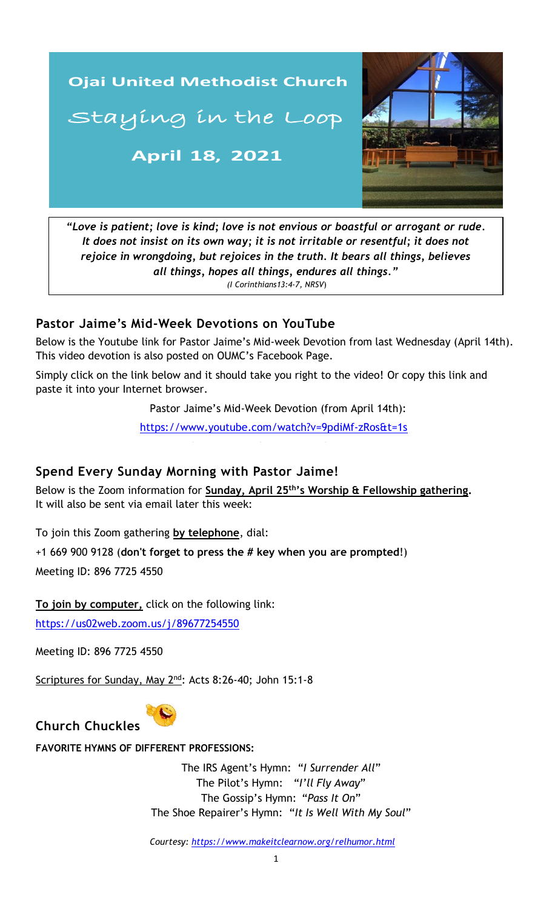# Ojai United Methodist Church

## Staying in the Loop

**April 18, 2021**

***"Love is patient; love is kind; love is not envious or boastful or arrogant or rude. It does not insist on its own way; it is not irritable or resentful; it does not rejoice in wrongdoing, but rejoices in the truth. It bears all things, believes all things, hopes all things, endures all things."***
*(I Corinthians13:4-7, NRSV)*

## Pastor Jaime's Mid-Week Devotions on YouTube

Below is the Youtube link for Pastor Jaime's Mid-week Devotion from last Wednesday (April 14th). This video devotion is also posted on OUMC's Facebook Page.

Simply click on the link below and it should take you right to the video! Or copy this link and paste it into your Internet browser.

Pastor Jaime's Mid-Week Devotion (from April 14th):

https://www.youtube.com/watch?v=9pdiMf-zRos&t=1s

## Spend Every Sunday Morning with Pastor Jaime!

Below is the Zoom information for **Sunday, April 25th's Worship & Fellowship gathering.** It will also be sent via email later this week:

To join this Zoom gathering **by telephone**, dial:

+1 669 900 9128 (**don't forget to press the # key when you are prompted**!)

Meeting ID: 896 7725 4550

**To join by computer,** click on the following link:

https://us02web.zoom.us/j/89677254550

Meeting ID: 896 7725 4550

Scriptures for Sunday, May 2nd: Acts 8:26-40; John 15:1-8

## Church Chuckles

**FAVORITE HYMNS OF DIFFERENT PROFESSIONS:**

The IRS Agent's Hymn: "*I Surrender All*"
The Pilot's Hymn: "*I'll Fly Away*"
The Gossip's Hymn: "*Pass It On*"
The Shoe Repairer's Hymn: "*It Is Well With My Soul*"

*Courtesy: https://www.makeitclearnow.org/relhumor.html*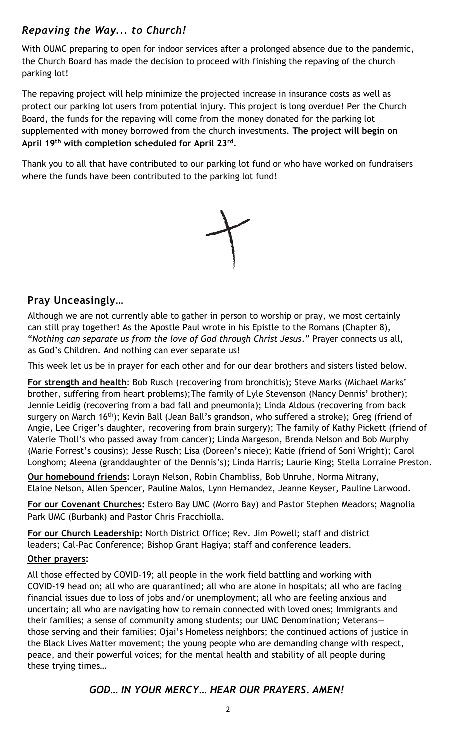## *Repaving the Way... to Church!*

With OUMC preparing to open for indoor services after a prolonged absence due to the pandemic, the Church Board has made the decision to proceed with finishing the repaving of the church parking lot!

The repaving project will help minimize the projected increase in insurance costs as well as protect our parking lot users from potential injury. This project is long overdue! Per the Church Board, the funds for the repaving will come from the money donated for the parking lot supplemented with money borrowed from the church investments. **The project will begin on April 19th with completion scheduled for April 23rd**.

Thank you to all that have contributed to our parking lot fund or who have worked on fundraisers where the funds have been contributed to the parking lot fund!

## Pray Unceasingly…

Although we are not currently able to gather in person to worship or pray, we most certainly can still pray together! As the Apostle Paul wrote in his Epistle to the Romans (Chapter 8), "*Nothing can separate us from the love of God through Christ Jesus*." Prayer connects us all, as God's Children. And nothing can ever separate us!

This week let us be in prayer for each other and for our dear brothers and sisters listed below.

**For strength and health**: Bob Rusch (recovering from bronchitis); Steve Marks (Michael Marks' brother, suffering from heart problems);The family of Lyle Stevenson (Nancy Dennis' brother); Jennie Leidig (recovering from a bad fall and pneumonia); Linda Aldous (recovering from back surgery on March 16th); Kevin Ball (Jean Ball's grandson, who suffered a stroke); Greg (friend of Angie, Lee Criger's daughter, recovering from brain surgery); The family of Kathy Pickett (friend of Valerie Tholl's who passed away from cancer); Linda Margeson, Brenda Nelson and Bob Murphy (Marie Forrest's cousins); Jesse Rusch; Lisa (Doreen's niece); Katie (friend of Soni Wright); Carol Longhom; Aleena (granddaughter of the Dennis's); Linda Harris; Laurie King; Stella Lorraine Preston.

**Our homebound friends:** Lorayn Nelson, Robin Chambliss, Bob Unruhe, Norma Mitrany, Elaine Nelson, Allen Spencer, Pauline Malos, Lynn Hernandez, Jeanne Keyser, Pauline Larwood.

**For our Covenant Churches:** Estero Bay UMC (Morro Bay) and Pastor Stephen Meadors; Magnolia Park UMC (Burbank) and Pastor Chris Fracchiolla.

**For our Church Leadership:** North District Office; Rev. Jim Powell; staff and district leaders; Cal-Pac Conference; Bishop Grant Hagiya; staff and conference leaders.

**Other prayers:**

All those effected by COVID-19; all people in the work field battling and working with COVID-19 head on; all who are quarantined; all who are alone in hospitals; all who are facing financial issues due to loss of jobs and/or unemployment; all who are feeling anxious and uncertain; all who are navigating how to remain connected with loved ones; Immigrants and their families; a sense of community among students; our UMC Denomination; Veterans—those serving and their families; Ojai's Homeless neighbors; the continued actions of justice in the Black Lives Matter movement; the young people who are demanding change with respect, peace, and their powerful voices; for the mental health and stability of all people during these trying times…

### *GOD… IN YOUR MERCY… HEAR OUR PRAYERS. AMEN!*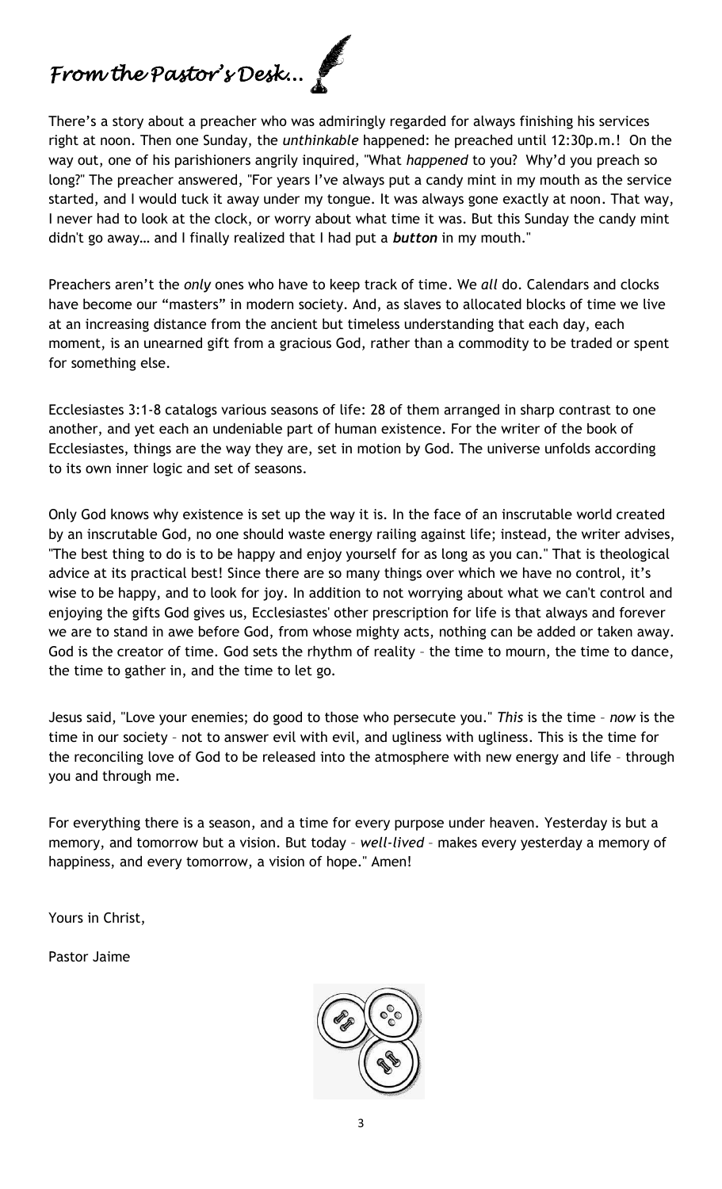# *From the Pastor's Desk…*

There's a story about a preacher who was admiringly regarded for always finishing his services right at noon. Then one Sunday, the *unthinkable* happened: he preached until 12:30p.m.! On the way out, one of his parishioners angrily inquired, "What *happened* to you? Why'd you preach so long?" The preacher answered, "For years I've always put a candy mint in my mouth as the service started, and I would tuck it away under my tongue. It was always gone exactly at noon. That way, I never had to look at the clock, or worry about what time it was. But this Sunday the candy mint didn't go away… and I finally realized that I had put a ***button*** in my mouth."

Preachers aren't the *only* ones who have to keep track of time. We *all* do. Calendars and clocks have become our "masters" in modern society. And, as slaves to allocated blocks of time we live at an increasing distance from the ancient but timeless understanding that each day, each moment, is an unearned gift from a gracious God, rather than a commodity to be traded or spent for something else.

Ecclesiastes 3:1-8 catalogs various seasons of life: 28 of them arranged in sharp contrast to one another, and yet each an undeniable part of human existence. For the writer of the book of Ecclesiastes, things are the way they are, set in motion by God. The universe unfolds according to its own inner logic and set of seasons.

Only God knows why existence is set up the way it is. In the face of an inscrutable world created by an inscrutable God, no one should waste energy railing against life; instead, the writer advises, "The best thing to do is to be happy and enjoy yourself for as long as you can." That is theological advice at its practical best! Since there are so many things over which we have no control, it's wise to be happy, and to look for joy. In addition to not worrying about what we can't control and enjoying the gifts God gives us, Ecclesiastes' other prescription for life is that always and forever we are to stand in awe before God, from whose mighty acts, nothing can be added or taken away. God is the creator of time. God sets the rhythm of reality – the time to mourn, the time to dance, the time to gather in, and the time to let go.

Jesus said, "Love your enemies; do good to those who persecute you." *This* is the time – *now* is the time in our society – not to answer evil with evil, and ugliness with ugliness. This is the time for the reconciling love of God to be released into the atmosphere with new energy and life – through you and through me.

For everything there is a season, and a time for every purpose under heaven. Yesterday is but a memory, and tomorrow but a vision. But today – *well-lived* – makes every yesterday a memory of happiness, and every tomorrow, a vision of hope." Amen!

Yours in Christ,

Pastor Jaime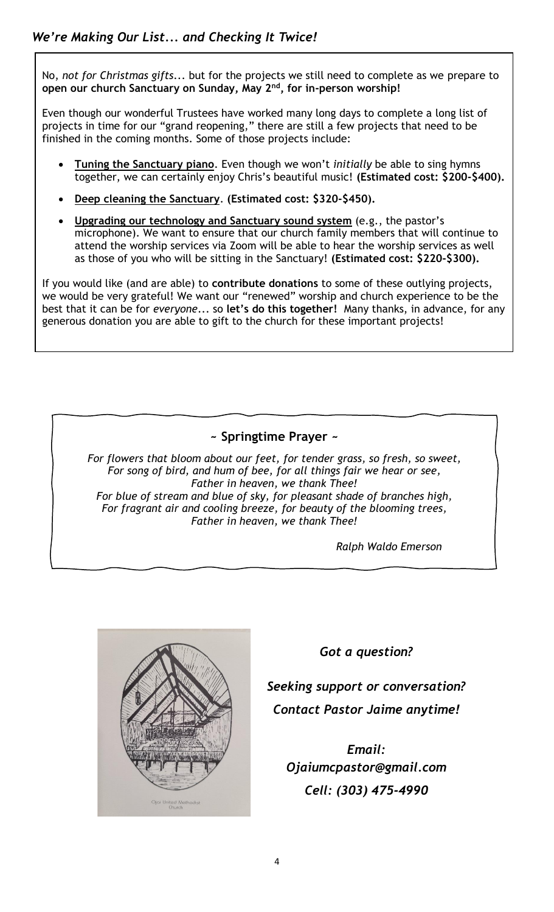## *We're Making Our List... and Checking It Twice!*

No, *not for Christmas gifts*... but for the projects we still need to complete as we prepare to **open our church Sanctuary on Sunday, May 2nd, for in-person worship!**

Even though our wonderful Trustees have worked many long days to complete a long list of projects in time for our "grand reopening," there are still a few projects that need to be finished in the coming months. Some of those projects include:

- **Tuning the Sanctuary piano**. Even though we won't *initially* be able to sing hymns together, we can certainly enjoy Chris's beautiful music! **(Estimated cost: $200-$400).**
- **Deep cleaning the Sanctuary**. **(Estimated cost: $320-$450).**
- **Upgrading our technology and Sanctuary sound system** (e.g., the pastor's microphone). We want to ensure that our church family members that will continue to attend the worship services via Zoom will be able to hear the worship services as well as those of you who will be sitting in the Sanctuary! **(Estimated cost: $220-$300).**

If you would like (and are able) to **contribute donations** to some of these outlying projects, we would be very grateful! We want our "renewed" worship and church experience to be the best that it can be for *everyone*... so **let's do this together!** Many thanks, in advance, for any generous donation you are able to gift to the church for these important projects!

### ~ Springtime Prayer ~

*For flowers that bloom about our feet, for tender grass, so fresh, so sweet,*
*For song of bird, and hum of bee, for all things fair we hear or see,*
*Father in heaven, we thank Thee!*
*For blue of stream and blue of sky, for pleasant shade of branches high,*
*For fragrant air and cooling breeze, for beauty of the blooming trees,*
*Father in heaven, we thank Thee!*

*Ralph Waldo Emerson*

Ojai United Methodist Church

***Got a question?***

***Seeking support or conversation?***

***Contact Pastor Jaime anytime!***

***Email:***
***Ojaiumcpastor@gmail.com***
***Cell: (303) 475-4990***